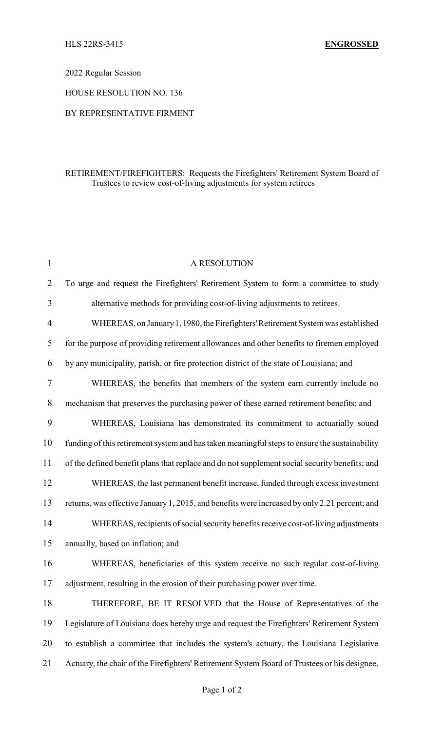HLS 22RS-3415 **ENGROSSED**

2022 Regular Session

HOUSE RESOLUTION NO. 136

BY REPRESENTATIVE FIRMENT

RETIREMENT/FIREFIGHTERS: Requests the Firefighters' Retirement System Board of Trustees to review cost-of-living adjustments for system retirees

A RESOLUTION

To urge and request the Firefighters' Retirement System to form a committee to study alternative methods for providing cost-of-living adjustments to retirees.

WHEREAS, on January 1, 1980, the Firefighters' Retirement System was established for the purpose of providing retirement allowances and other benefits to firemen employed by any municipality, parish, or fire protection district of the state of Louisiana; and

WHEREAS, the benefits that members of the system earn currently include no mechanism that preserves the purchasing power of these earned retirement benefits; and

WHEREAS, Louisiana has demonstrated its commitment to actuarially sound funding of this retirement system and has taken meaningful steps to ensure the sustainability of the defined benefit plans that replace and do not supplement social security benefits; and

WHEREAS, the last permanent benefit increase, funded through excess investment returns, was effective January 1, 2015, and benefits were increased by only 2.21 percent; and

WHEREAS, recipients of social security benefits receive cost-of-living adjustments annually, based on inflation; and

WHEREAS, beneficiaries of this system receive no such regular cost-of-living adjustment, resulting in the erosion of their purchasing power over time.

THEREFORE, BE IT RESOLVED that the House of Representatives of the Legislature of Louisiana does hereby urge and request the Firefighters' Retirement System to establish a committee that includes the system's actuary, the Louisiana Legislative Actuary, the chair of the Firefighters' Retirement System Board of Trustees or his designee,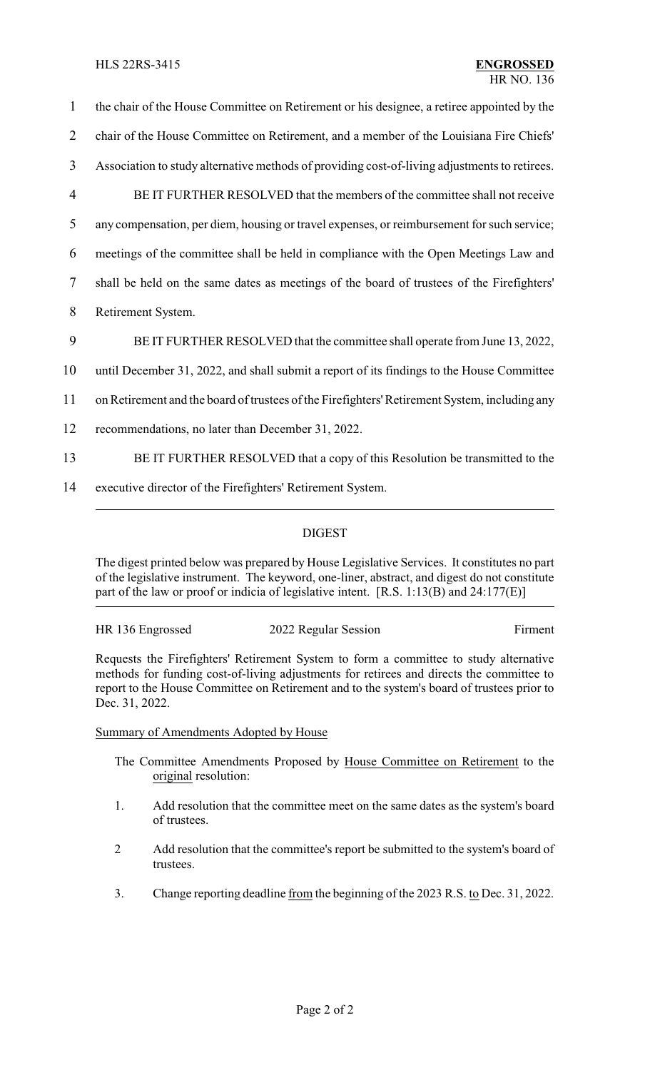the chair of the House Committee on Retirement or his designee, a retiree appointed by the chair of the House Committee on Retirement, and a member of the Louisiana Fire Chiefs' Association to study alternative methods of providing cost-of-living adjustments to retirees.

BE IT FURTHER RESOLVED that the members of the committee shall not receive any compensation, per diem, housing or travel expenses, or reimbursement for such service; meetings of the committee shall be held in compliance with the Open Meetings Law and shall be held on the same dates as meetings of the board of trustees of the Firefighters' Retirement System.

BE IT FURTHER RESOLVED that the committee shall operate from June 13, 2022, until December 31, 2022, and shall submit a report of its findings to the House Committee on Retirement and the board of trustees of the Firefighters' Retirement System, including any recommendations, no later than December 31, 2022.

BE IT FURTHER RESOLVED that a copy of this Resolution be transmitted to the executive director of the Firefighters' Retirement System.

## DIGEST

The digest printed below was prepared by House Legislative Services. It constitutes no part of the legislative instrument. The keyword, one-liner, abstract, and digest do not constitute part of the law or proof or indicia of legislative intent. [R.S. 1:13(B) and 24:177(E)]

HR 136 Engrossed    2022 Regular Session    Firment

Requests the Firefighters' Retirement System to form a committee to study alternative methods for funding cost-of-living adjustments for retirees and directs the committee to report to the House Committee on Retirement and to the system's board of trustees prior to Dec. 31, 2022.

Summary of Amendments Adopted by House

The Committee Amendments Proposed by House Committee on Retirement to the original resolution:

1. Add resolution that the committee meet on the same dates as the system's board of trustees.
2. Add resolution that the committee's report be submitted to the system's board of trustees.
3. Change reporting deadline from the beginning of the 2023 R.S. to Dec. 31, 2022.